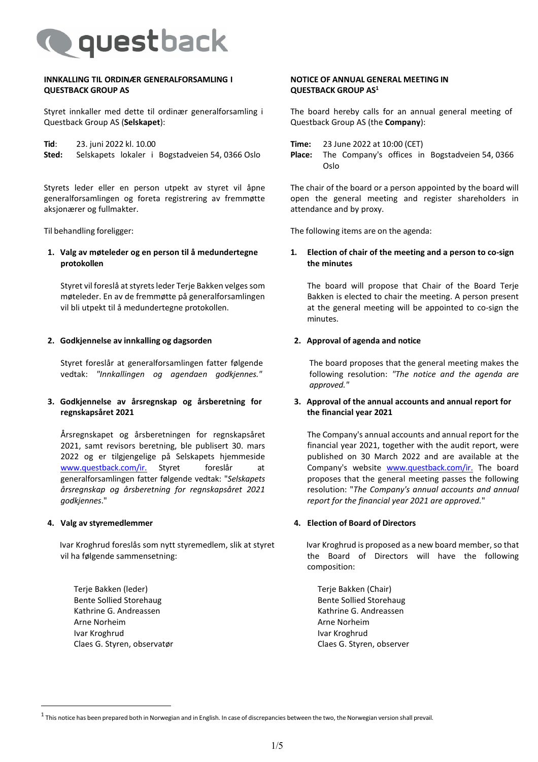questback

## INNKALLING TIL ORDINÆR GENERALFORSAMLING I QUESTBACK GROUP AS

Styret innkaller med dette til ordinær generalforsamling i Questback Group AS (**Selskapet**):

**Tid**: 23. juni 2022 kl. 10.00
**Sted:** Selskapets lokaler i Bogstadveien 54, 0366 Oslo

Styrets leder eller en person utpekt av styret vil åpne generalforsamlingen og foreta registrering av fremmøtte aksjonærer og fullmakter.

Til behandling foreligger:

**1. Valg av møteleder og en person til å medundertegne protokollen**

Styret vil foreslå at styrets leder Terje Bakken velges som møteleder. En av de fremmøtte på generalforsamlingen vil bli utpekt til å medundertegne protokollen.

**2. Godkjennelse av innkalling og dagsorden**

Styret foreslår at generalforsamlingen fatter følgende vedtak: *"Innkallingen og agendaen godkjennes."*

**3. Godkjennelse av årsregnskap og årsberetning for regnskapsåret 2021**

Årsregnskapet og årsberetningen for regnskapsåret 2021, samt revisors beretning, ble publisert 30. mars 2022 og er tilgjengelige på Selskapets hjemmeside www.questback.com/ir. Styret foreslår at generalforsamlingen fatter følgende vedtak: "*Selskapets årsregnskap og årsberetning for regnskapsåret 2021 godkjennes*."

**4. Valg av styremedlemmer**

Ivar Kroghrud foreslås som nytt styremedlem, slik at styret vil ha følgende sammensetning:

Terje Bakken (leder)
Bente Sollied Storehaug
Kathrine G. Andreassen
Arne Norheim
Ivar Kroghrud
Claes G. Styren, observatør

## NOTICE OF ANNUAL GENERAL MEETING IN QUESTBACK GROUP AS[1]

The board hereby calls for an annual general meeting of Questback Group AS (the **Company**):

**Time:** 23 June 2022 at 10:00 (CET)
**Place:** The Company's offices in Bogstadveien 54, 0366 Oslo

The chair of the board or a person appointed by the board will open the general meeting and register shareholders in attendance and by proxy.

The following items are on the agenda:

**1. Election of chair of the meeting and a person to co-sign the minutes**

The board will propose that Chair of the Board Terje Bakken is elected to chair the meeting. A person present at the general meeting will be appointed to co-sign the minutes.

**2. Approval of agenda and notice**

The board proposes that the general meeting makes the following resolution: *"The notice and the agenda are approved."*

**3. Approval of the annual accounts and annual report for the financial year 2021**

The Company's annual accounts and annual report for the financial year 2021, together with the audit report, were published on 30 March 2022 and are available at the Company's website www.questback.com/ir. The board proposes that the general meeting passes the following resolution: "*The Company's annual accounts and annual report for the financial year 2021 are approved.*"

**4. Election of Board of Directors**

Ivar Kroghrud is proposed as a new board member, so that the Board of Directors will have the following composition:

Terje Bakken (Chair)
Bente Sollied Storehaug
Kathrine G. Andreassen
Arne Norheim
Ivar Kroghrud
Claes G. Styren, observer

---

[1] This notice has been prepared both in Norwegian and in English. In case of discrepancies between the two, the Norwegian version shall prevail.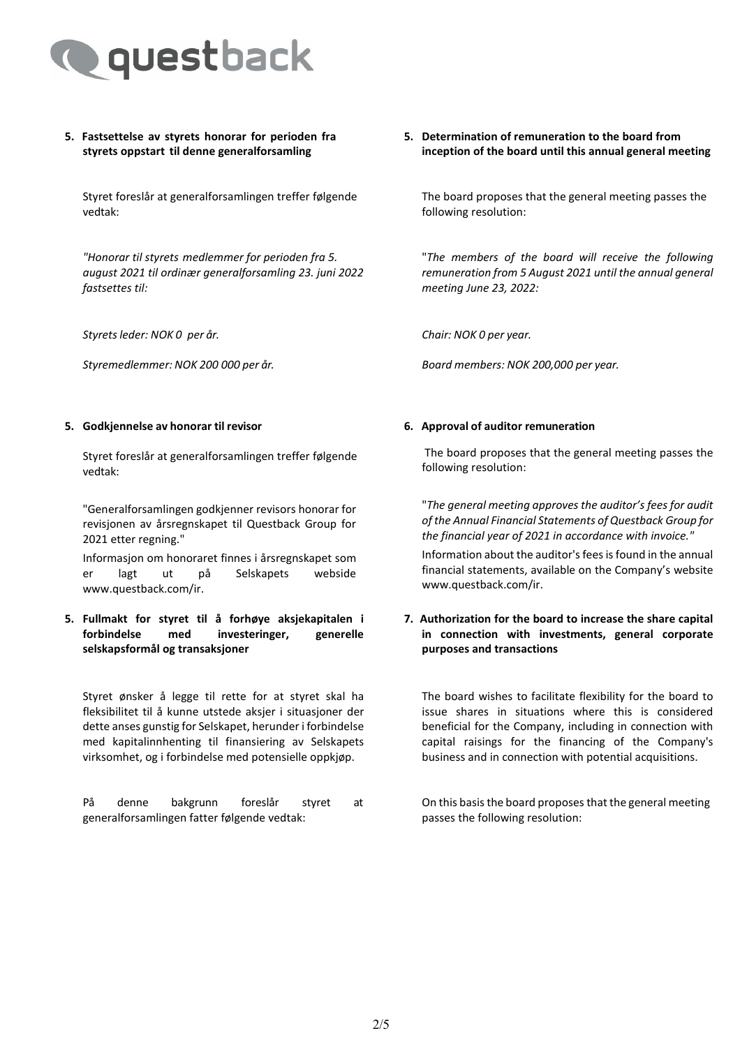**5. Fastsettelse av styrets honorar for perioden fra styrets oppstart til denne generalforsamling**

Styret foreslår at generalforsamlingen treffer følgende vedtak:

*"Honorar til styrets medlemmer for perioden fra 5. august 2021 til ordinær generalforsamling 23. juni 2022 fastsettes til:*

*Styrets leder: NOK 0 per år.*

*Styremedlemmer: NOK 200 000 per år.*

**5. Determination of remuneration to the board from inception of the board until this annual general meeting**

The board proposes that the general meeting passes the following resolution:

"*The members of the board will receive the following remuneration from 5 August 2021 until the annual general meeting June 23, 2022:*

*Chair: NOK 0 per year.*

*Board members: NOK 200,000 per year.*

**5. Godkjennelse av honorar til revisor**

Styret foreslår at generalforsamlingen treffer følgende vedtak:

"Generalforsamlingen godkjenner revisors honorar for revisjonen av årsregnskapet til Questback Group for 2021 etter regning."

Informasjon om honoraret finnes i årsregnskapet som er lagt ut på Selskapets webside www.questback.com/ir.

**6. Approval of auditor remuneration**

The board proposes that the general meeting passes the following resolution:

"*The general meeting approves the auditor's fees for audit of the Annual Financial Statements of Questback Group for the financial year of 2021 in accordance with invoice."*

Information about the auditor's fees is found in the annual financial statements, available on the Company's website www.questback.com/ir.

**5. Fullmakt for styret til å forhøye aksjekapitalen i forbindelse med investeringer, generelle selskapsformål og transaksjoner**

Styret ønsker å legge til rette for at styret skal ha fleksibilitet til å kunne utstede aksjer i situasjoner der dette anses gunstig for Selskapet, herunder i forbindelse med kapitalinnhenting til finansiering av Selskapets virksomhet, og i forbindelse med potensielle oppkjøp.

På denne bakgrunn foreslår styret at generalforsamlingen fatter følgende vedtak:

**7. Authorization for the board to increase the share capital in connection with investments, general corporate purposes and transactions**

The board wishes to facilitate flexibility for the board to issue shares in situations where this is considered beneficial for the Company, including in connection with capital raisings for the financing of the Company's business and in connection with potential acquisitions.

On this basis the board proposes that the general meeting passes the following resolution: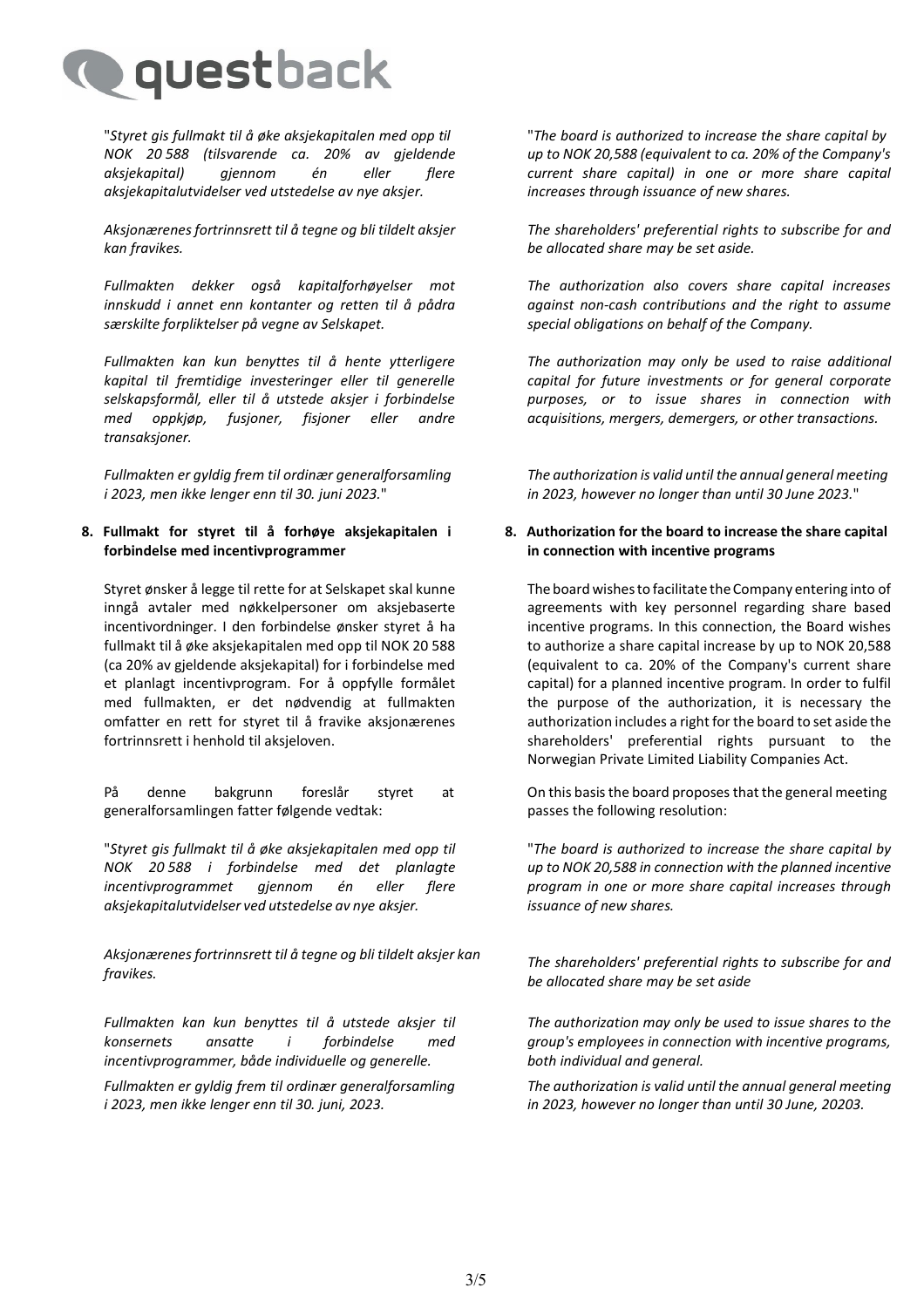"*Styret gis fullmakt til å øke aksjekapitalen med opp til NOK 20 588 (tilsvarende ca. 20% av gjeldende aksjekapital) gjennom én eller flere aksjekapitalutvidelser ved utstedelse av nye aksjer.*

*Aksjonærenes fortrinnsrett til å tegne og bli tildelt aksjer kan fravikes.*

*Fullmakten dekker også kapitalforhøyelser mot innskudd i annet enn kontanter og retten til å pådra særskilte forpliktelser på vegne av Selskapet.*

*Fullmakten kan kun benyttes til å hente ytterligere kapital til fremtidige investeringer eller til generelle selskapsformål, eller til å utstede aksjer i forbindelse med oppkjøp, fusjoner, fisjoner eller andre transaksjoner.*

*Fullmakten er gyldig frem til ordinær generalforsamling i 2023, men ikke lenger enn til 30. juni 2023.*"

"*The board is authorized to increase the share capital by up to NOK 20,588 (equivalent to ca. 20% of the Company's current share capital) in one or more share capital increases through issuance of new shares.*

*The shareholders' preferential rights to subscribe for and be allocated share may be set aside.*

*The authorization also covers share capital increases against non-cash contributions and the right to assume special obligations on behalf of the Company.*

*The authorization may only be used to raise additional capital for future investments or for general corporate purposes, or to issue shares in connection with acquisitions, mergers, demergers, or other transactions.*

*The authorization is valid until the annual general meeting in 2023, however no longer than until 30 June 2023.*"

**8. Fullmakt for styret til å forhøye aksjekapitalen i forbindelse med incentivprogrammer**

Styret ønsker å legge til rette for at Selskapet skal kunne inngå avtaler med nøkkelpersoner om aksjebaserte incentivordninger. I den forbindelse ønsker styret å ha fullmakt til å øke aksjekapitalen med opp til NOK 20 588 (ca 20% av gjeldende aksjekapital) for i forbindelse med et planlagt incentivprogram. For å oppfylle formålet med fullmakten, er det nødvendig at fullmakten omfatter en rett for styret til å fravike aksjonærenes fortrinnsrett i henhold til aksjeloven.

På denne bakgrunn foreslår styret at generalforsamlingen fatter følgende vedtak:

"*Styret gis fullmakt til å øke aksjekapitalen med opp til NOK 20 588 i forbindelse med det planlagte incentivprogrammet gjennom én eller flere aksjekapitalutvidelser ved utstedelse av nye aksjer.*

*Aksjonærenes fortrinnsrett til å tegne og bli tildelt aksjer kan fravikes.*

*Fullmakten kan kun benyttes til å utstede aksjer til konsernets ansatte i forbindelse med incentivprogrammer, både individuelle og generelle.*

*Fullmakten er gyldig frem til ordinær generalforsamling i 2023, men ikke lenger enn til 30. juni, 2023.*

**8. Authorization for the board to increase the share capital in connection with incentive programs**

The board wishes to facilitate the Company entering into of agreements with key personnel regarding share based incentive programs. In this connection, the Board wishes to authorize a share capital increase by up to NOK 20,588 (equivalent to ca. 20% of the Company's current share capital) for a planned incentive program. In order to fulfil the purpose of the authorization, it is necessary the authorization includes a right for the board to set aside the shareholders' preferential rights pursuant to the Norwegian Private Limited Liability Companies Act.

On this basis the board proposes that the general meeting passes the following resolution:

"*The board is authorized to increase the share capital by up to NOK 20,588 in connection with the planned incentive program in one or more share capital increases through issuance of new shares.*

*The shareholders' preferential rights to subscribe for and be allocated share may be set aside*

*The authorization may only be used to issue shares to the group's employees in connection with incentive programs, both individual and general.*

*The authorization is valid until the annual general meeting in 2023, however no longer than until 30 June, 20203.*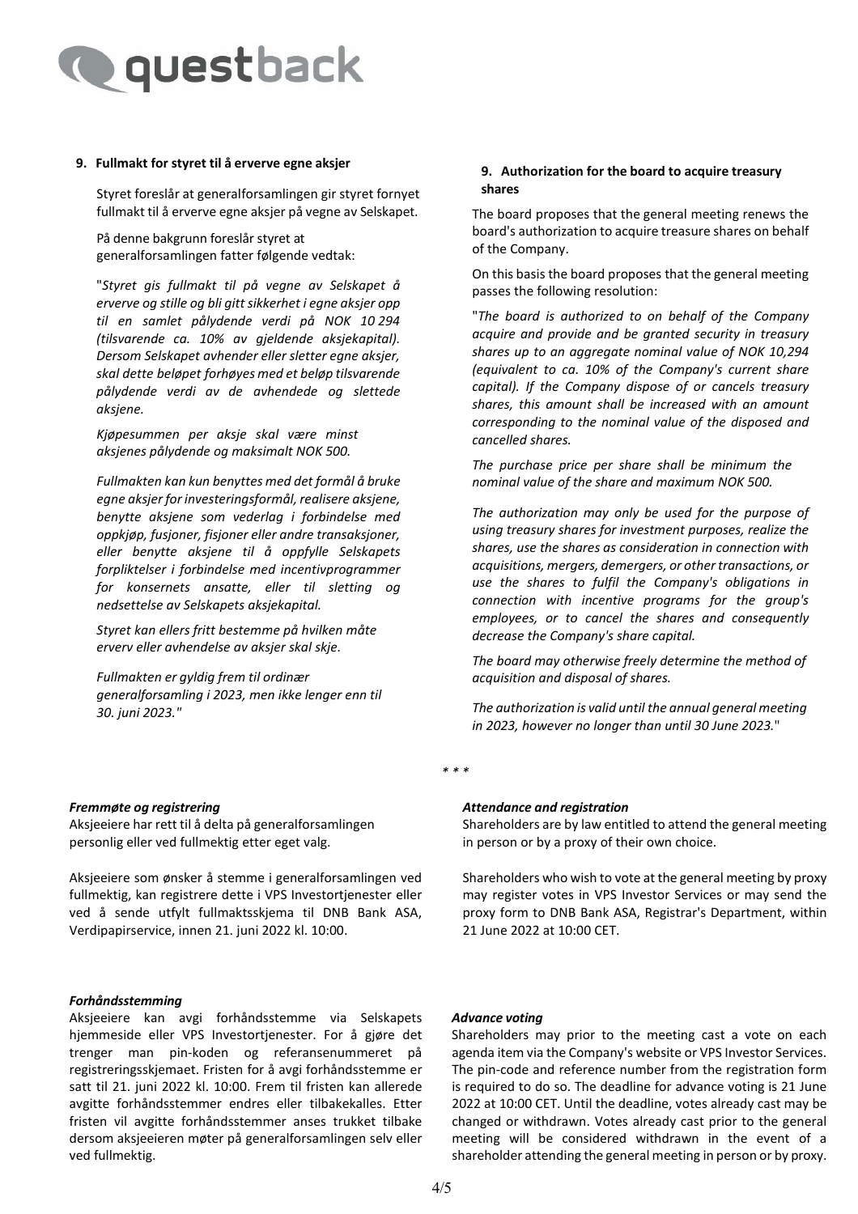### 9. Fullmakt for styret til å erverve egne aksjer

Styret foreslår at generalforsamlingen gir styret fornyet fullmakt til å erverve egne aksjer på vegne av Selskapet.

På denne bakgrunn foreslår styret at generalforsamlingen fatter følgende vedtak:

"*Styret gis fullmakt til på vegne av Selskapet å erverve og stille og bli gitt sikkerhet i egne aksjer opp til en samlet pålydende verdi på NOK 10 294 (tilsvarende ca. 10% av gjeldende aksjekapital). Dersom Selskapet avhender eller sletter egne aksjer, skal dette beløpet forhøyes med et beløp tilsvarende pålydende verdi av de avhendede og slettede aksjene.*

*Kjøpesummen per aksje skal være minst aksjenes pålydende og maksimalt NOK 500.*

*Fullmakten kan kun benyttes med det formål å bruke egne aksjer for investeringsformål, realisere aksjene, benytte aksjene som vederlag i forbindelse med oppkjøp, fusjoner, fisjoner eller andre transaksjoner, eller benytte aksjene til å oppfylle Selskapets forpliktelser i forbindelse med incentivprogrammer for konsernets ansatte, eller til sletting og nedsettelse av Selskapets aksjekapital.*

*Styret kan ellers fritt bestemme på hvilken måte erverv eller avhendelse av aksjer skal skje.*

*Fullmakten er gyldig frem til ordinær generalforsamling i 2023, men ikke lenger enn til 30. juni 2023.*"

### 9. Authorization for the board to acquire treasury shares

The board proposes that the general meeting renews the board's authorization to acquire treasure shares on behalf of the Company.

On this basis the board proposes that the general meeting passes the following resolution:

"*The board is authorized to on behalf of the Company acquire and provide and be granted security in treasury shares up to an aggregate nominal value of NOK 10,294 (equivalent to ca. 10% of the Company's current share capital). If the Company dispose of or cancels treasury shares, this amount shall be increased with an amount corresponding to the nominal value of the disposed and cancelled shares.*

*The purchase price per share shall be minimum the nominal value of the share and maximum NOK 500.*

*The authorization may only be used for the purpose of using treasury shares for investment purposes, realize the shares, use the shares as consideration in connection with acquisitions, mergers, demergers, or other transactions, or use the shares to fulfil the Company's obligations in connection with incentive programs for the group's employees, or to cancel the shares and consequently decrease the Company's share capital.*

*The board may otherwise freely determine the method of acquisition and disposal of shares.*

*The authorization is valid until the annual general meeting in 2023, however no longer than until 30 June 2023.*"

*\* \* \**

***Fremmøte og registrering***

Aksjeeiere har rett til å delta på generalforsamlingen personlig eller ved fullmektig etter eget valg.

Aksjeeiere som ønsker å stemme i generalforsamlingen ved fullmektig, kan registrere dette i VPS Investortjenester eller ved å sende utfylt fullmaktsskjema til DNB Bank ASA, Verdipapirservice, innen 21. juni 2022 kl. 10:00.

***Attendance and registration***

Shareholders are by law entitled to attend the general meeting in person or by a proxy of their own choice.

Shareholders who wish to vote at the general meeting by proxy may register votes in VPS Investor Services or may send the proxy form to DNB Bank ASA, Registrar's Department, within 21 June 2022 at 10:00 CET.

***Forhåndsstemming***

Aksjeeiere kan avgi forhåndsstemme via Selskapets hjemmeside eller VPS Investortjenester. For å gjøre det trenger man pin-koden og referansenummeret på registreringsskjemaet. Fristen for å avgi forhåndsstemme er satt til 21. juni 2022 kl. 10:00. Frem til fristen kan allerede avgitte forhåndsstemmer endres eller tilbakekalles. Etter fristen vil avgitte forhåndsstemmer anses trukket tilbake dersom aksjeeieren møter på generalforsamlingen selv eller ved fullmektig.

***Advance voting***

Shareholders may prior to the meeting cast a vote on each agenda item via the Company's website or VPS Investor Services. The pin-code and reference number from the registration form is required to do so. The deadline for advance voting is 21 June 2022 at 10:00 CET. Until the deadline, votes already cast may be changed or withdrawn. Votes already cast prior to the general meeting will be considered withdrawn in the event of a shareholder attending the general meeting in person or by proxy.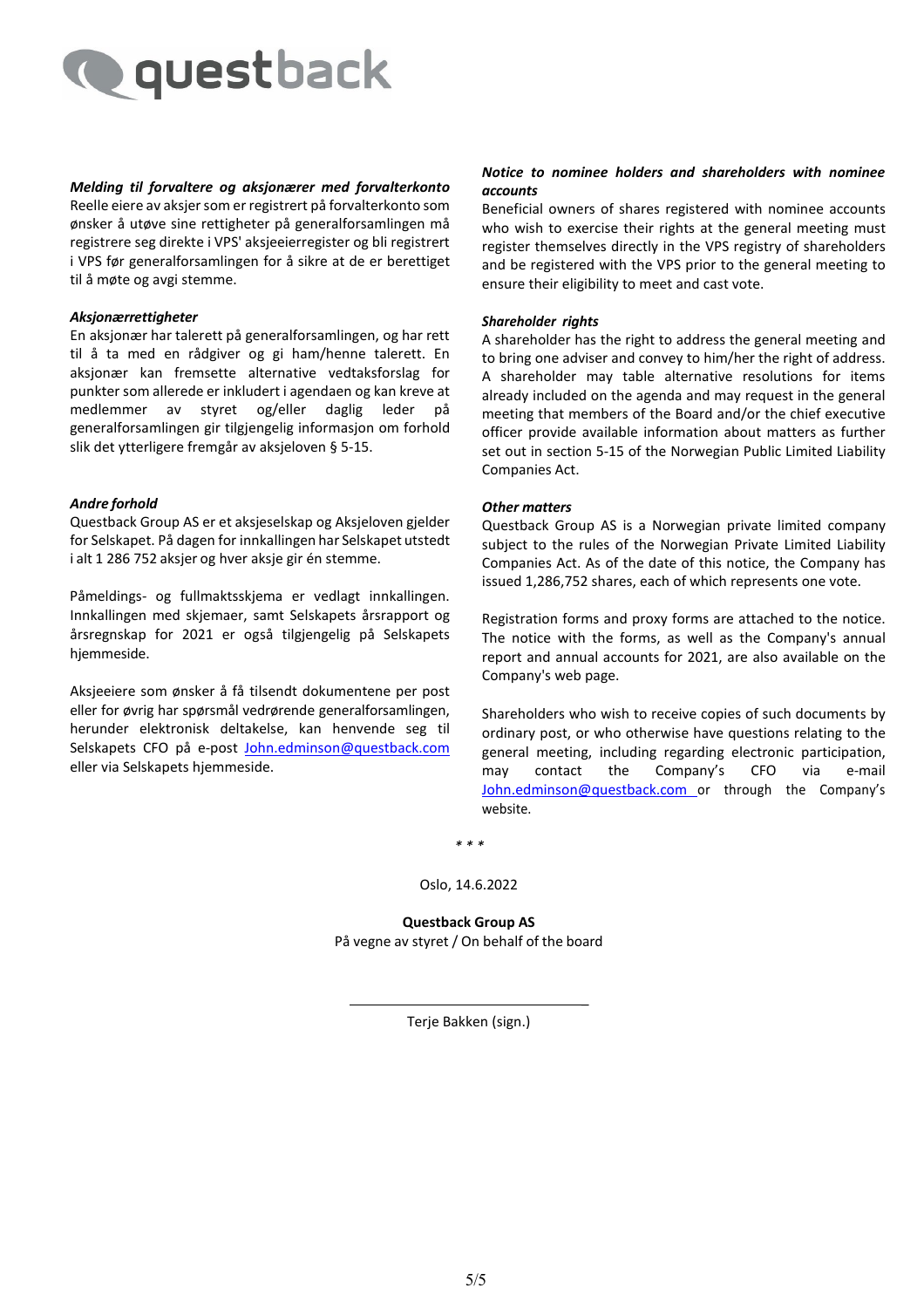**questback**

***Melding til forvaltere og aksjonærer med forvalterkonto***

Reelle eiere av aksjer som er registrert på forvalterkonto som ønsker å utøve sine rettigheter på generalforsamlingen må registrere seg direkte i VPS' aksjeeierregister og bli registrert i VPS før generalforsamlingen for å sikre at de er berettiget til å møte og avgi stemme.

***Aksjonærrettigheter***

En aksjonær har talerett på generalforsamlingen, og har rett til å ta med en rådgiver og gi ham/henne talerett. En aksjonær kan fremsette alternative vedtaksforslag for punkter som allerede er inkludert i agendaen og kan kreve at medlemmer av styret og/eller daglig leder på generalforsamlingen gir tilgjengelig informasjon om forhold slik det ytterligere fremgår av aksjeloven § 5-15.

***Andre forhold***

Questback Group AS er et aksjeselskap og Aksjeloven gjelder for Selskapet. På dagen for innkallingen har Selskapet utstedt i alt 1 286 752 aksjer og hver aksje gir én stemme.

Påmeldings- og fullmaktsskjema er vedlagt innkallingen. Innkallingen med skjemaer, samt Selskapets årsrapport og årsregnskap for 2021 er også tilgjengelig på Selskapets hjemmeside.

Aksjeeiere som ønsker å få tilsendt dokumentene per post eller for øvrig har spørsmål vedrørende generalforsamlingen, herunder elektronisk deltakelse, kan henvende seg til Selskapets CFO på e-post John.edminson@questback.com eller via Selskapets hjemmeside.

***Notice to nominee holders and shareholders with nominee accounts***

Beneficial owners of shares registered with nominee accounts who wish to exercise their rights at the general meeting must register themselves directly in the VPS registry of shareholders and be registered with the VPS prior to the general meeting to ensure their eligibility to meet and cast vote.

***Shareholder rights***

A shareholder has the right to address the general meeting and to bring one adviser and convey to him/her the right of address. A shareholder may table alternative resolutions for items already included on the agenda and may request in the general meeting that members of the Board and/or the chief executive officer provide available information about matters as further set out in section 5-15 of the Norwegian Public Limited Liability Companies Act.

***Other matters***

Questback Group AS is a Norwegian private limited company subject to the rules of the Norwegian Private Limited Liability Companies Act. As of the date of this notice, the Company has issued 1,286,752 shares, each of which represents one vote.

Registration forms and proxy forms are attached to the notice. The notice with the forms, as well as the Company's annual report and annual accounts for 2021, are also available on the Company's web page.

Shareholders who wish to receive copies of such documents by ordinary post, or who otherwise have questions relating to the general meeting, including regarding electronic participation, may contact the Company's CFO via e-mail John.edminson@questback.com or through the Company's website.

\* \* \*

Oslo, 14.6.2022

**Questback Group AS**
På vegne av styret / On behalf of the board

\_\_\_\_\_\_\_\_\_\_\_\_\_\_\_\_\_\_\_\_\_\_\_\_\_\_\_\_\_\_

Terje Bakken (sign.)